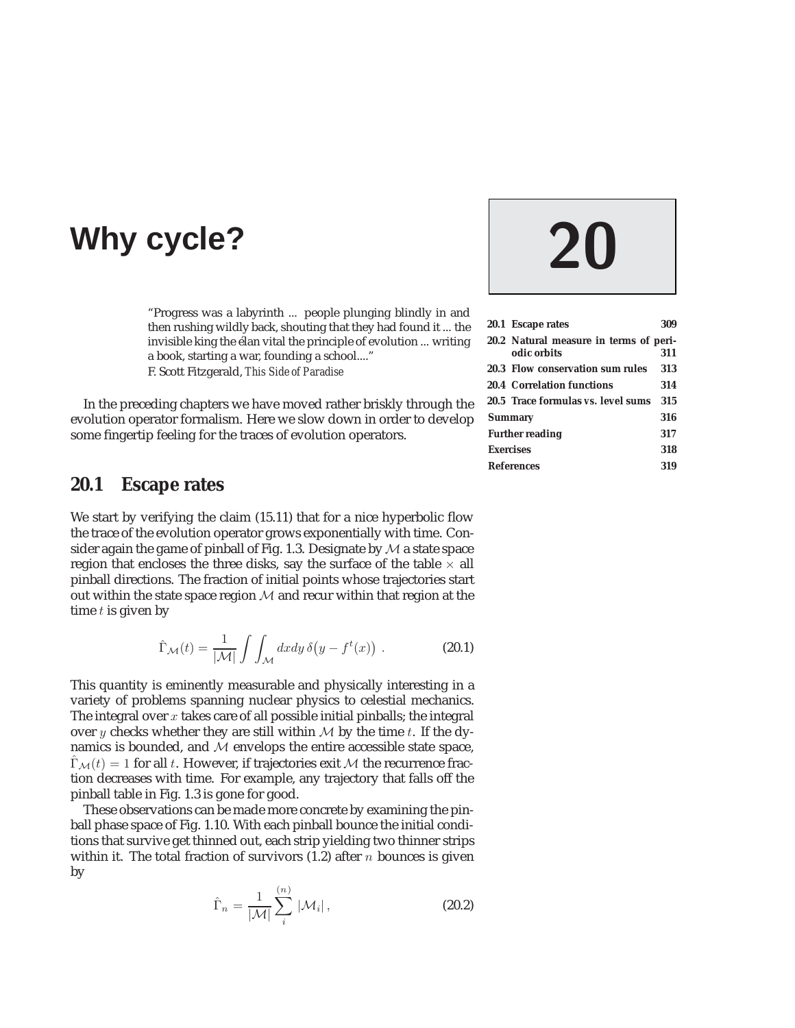# 20 Why cycle?

> "Progress was a labyrinth ... people plunging blindly in and then rushing wildly back, shouting that they had found it ... the invisible king the élan vital the principle of evolution ... writing a book, starting a war, founding a school...."
>
> F. Scott Fitzgerald, *This Side of Paradise*

| | |
|---|---|
| 20.1 Escape rates | 309 |
| 20.2 Natural measure in terms of periodic orbits | 311 |
| 20.3 Flow conservation sum rules | 313 |
| 20.4 Correlation functions | 314 |
| 20.5 Trace formulas vs. level sums | 315 |
| Summary | 316 |
| Further reading | 317 |
| Exercises | 318 |
| References | 319 |

In the preceding chapters we have moved rather briskly through the evolution operator formalism. Here we slow down in order to develop some fingertip feeling for the traces of evolution operators.

## 20.1 Escape rates

We start by verifying the claim (15.11) that for a nice hyperbolic flow the trace of the evolution operator grows exponentially with time. Consider again the game of pinball of Fig. 1.3. Designate by $\mathcal{M}$ a state space region that encloses the three disks, say the surface of the table $\times$ all pinball directions. The fraction of initial points whose trajectories start out within the state space region $\mathcal{M}$ and recur within that region at the time $t$ is given by

$$\hat{\Gamma}_{\mathcal{M}}(t) = \frac{1}{|\mathcal{M}|} \int \int_{\mathcal{M}} dx dy \, \delta\big(y - f^t(x)\big) \, . \tag{20.1}$$

This quantity is eminently measurable and physically interesting in a variety of problems spanning nuclear physics to celestial mechanics. The integral over $x$ takes care of all possible initial pinballs; the integral over $y$ checks whether they are still within $\mathcal{M}$ by the time $t$. If the dynamics is bounded, and $\mathcal{M}$ envelops the entire accessible state space, $\hat{\Gamma}_{\mathcal{M}}(t) = 1$ for all $t$. However, if trajectories exit $\mathcal{M}$ the recurrence fraction decreases with time. For example, any trajectory that falls off the pinball table in Fig. 1.3 is gone for good.

These observations can be made more concrete by examining the pinball phase space of Fig. 1.10. With each pinball bounce the initial conditions that survive get thinned out, each strip yielding two thinner strips within it. The total fraction of survivors (1.2) after $n$ bounces is given by

$$\hat{\Gamma}_n = \frac{1}{|\mathcal{M}|} \sum_i^{(n)} |\mathcal{M}_i| \, , \tag{20.2}$$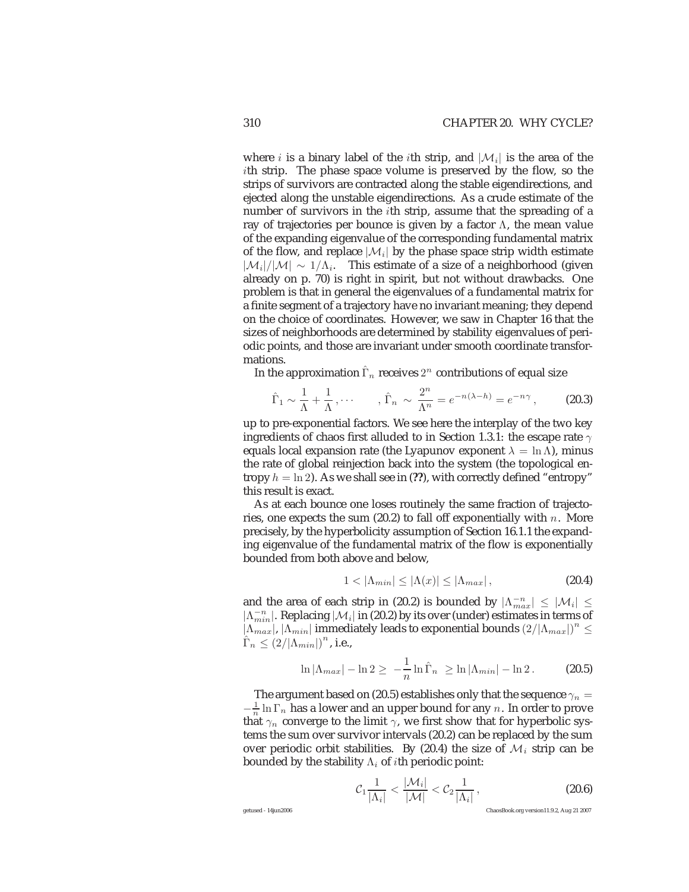where $i$ is a binary label of the $i$th strip, and $|\mathcal{M}_i|$ is the area of the $i$th strip. The phase space volume is preserved by the flow, so the strips of survivors are contracted along the stable eigendirections, and ejected along the unstable eigendirections. As a crude estimate of the number of survivors in the $i$th strip, assume that the spreading of a ray of trajectories per bounce is given by a factor $\Lambda$, the mean value of the expanding eigenvalue of the corresponding fundamental matrix of the flow, and replace $|\mathcal{M}_i|$ by the phase space strip width estimate $|\mathcal{M}_i|/|\mathcal{M}| \sim 1/\Lambda_i$. This estimate of a size of a neighborhood (given already on p. 70) is right in spirit, but not without drawbacks. One problem is that in general the eigenvalues of a fundamental matrix for a finite segment of a trajectory have no invariant meaning; they depend on the choice of coordinates. However, we saw in Chapter 16 that the sizes of neighborhoods are determined by stability eigenvalues of periodic points, and those are invariant under smooth coordinate transformations.

In the approximation $\hat{\Gamma}_n$ receives $2^n$ contributions of equal size

$$\hat{\Gamma}_1 \sim \frac{1}{\Lambda} + \frac{1}{\Lambda}, \cdots \qquad , \hat{\Gamma}_n \sim \frac{2^n}{\Lambda^n} = e^{-n(\lambda - h)} = e^{-n\gamma}, \tag{20.3}$$

up to pre-exponential factors. We see here the interplay of the two key ingredients of chaos first alluded to in Section 1.3.1: the escape rate $\gamma$ equals local expansion rate (the Lyapunov exponent $\lambda = \ln \Lambda$), minus the rate of global reinjection back into the system (the topological entropy $h = \ln 2$). As we shall see in (**??**), with correctly defined "entropy" this result is exact.

As at each bounce one loses routinely the same fraction of trajectories, one expects the sum (20.2) to fall off exponentially with $n$. More precisely, by the hyperbolicity assumption of Section 16.1.1 the expanding eigenvalue of the fundamental matrix of the flow is exponentially bounded from both above and below,

$$1 < |\Lambda_{min}| \leq |\Lambda(x)| \leq |\Lambda_{max}|, \tag{20.4}$$

and the area of each strip in (20.2) is bounded by $|\Lambda_{max}^{-n}| \leq |\mathcal{M}_i| \leq |\Lambda_{min}^{-n}|$. Replacing $|\mathcal{M}_i|$ in (20.2) by its over (under) estimates in terms of $|\Lambda_{max}|$, $|\Lambda_{min}|$ immediately leads to exponential bounds $(2/|\Lambda_{max}|)^n \leq \hat{\Gamma}_n \leq (2/|\Lambda_{min}|)^n$, i.e.,

$$\ln |\Lambda_{max}| - \ln 2 \geq -\frac{1}{n} \ln \hat{\Gamma}_n \geq \ln |\Lambda_{min}| - \ln 2. \tag{20.5}$$

The argument based on (20.5) establishes only that the sequence $\gamma_n = -\frac{1}{n} \ln \Gamma_n$ has a lower and an upper bound for any $n$. In order to prove that $\gamma_n$ converge to the limit $\gamma$, we first show that for hyperbolic systems the sum over survivor intervals (20.2) can be replaced by the sum over periodic orbit stabilities. By (20.4) the size of $\mathcal{M}_i$ strip can be bounded by the stability $\Lambda_i$ of $i$th periodic point:

$$\mathcal{C}_1 \frac{1}{|\Lambda_i|} < \frac{|\mathcal{M}_i|}{|\mathcal{M}|} < \mathcal{C}_2 \frac{1}{|\Lambda_i|}, \tag{20.6}$$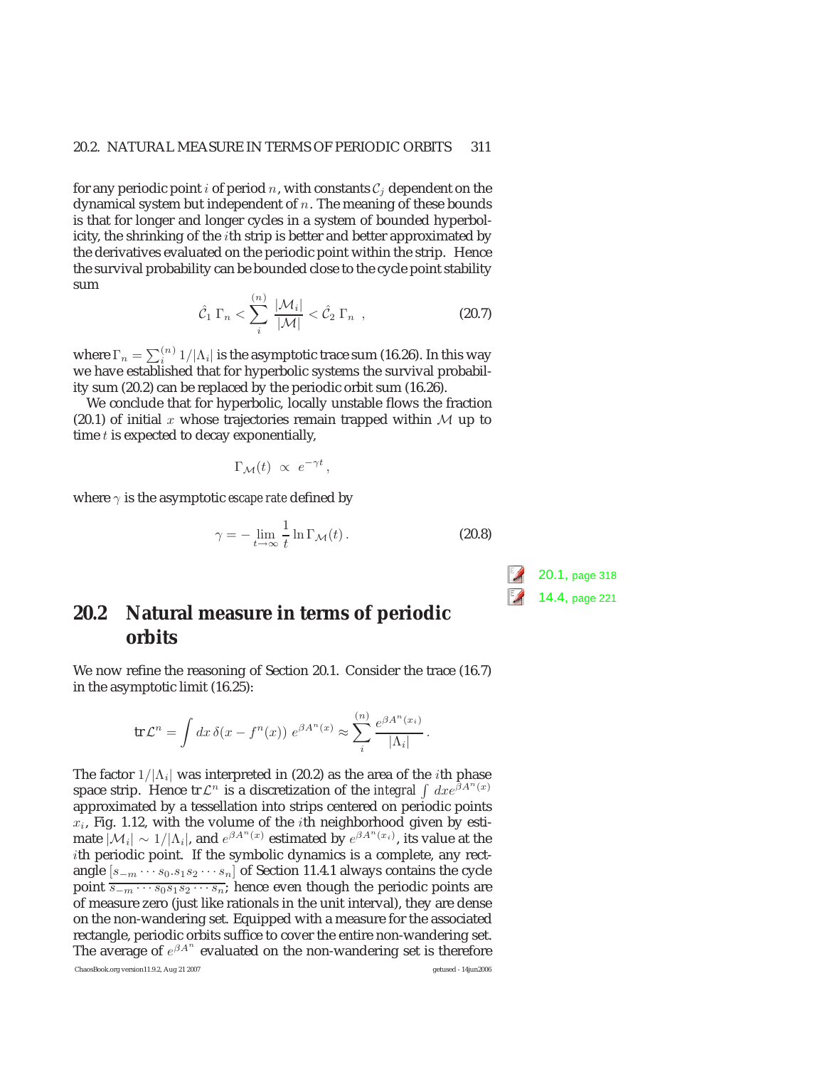for any periodic point $i$ of period $n$, with constants $\mathcal{C}_j$ dependent on the dynamical system but independent of $n$. The meaning of these bounds is that for longer and longer cycles in a system of bounded hyperbolicity, the shrinking of the $i$th strip is better and better approximated by the derivatives evaluated on the periodic point within the strip. Hence the survival probability can be bounded close to the cycle point stability sum

$$\hat{\mathcal{C}}_1 \, \Gamma_n < \sum_i^{(n)} \frac{|\mathcal{M}_i|}{|\mathcal{M}|} < \hat{\mathcal{C}}_2 \, \Gamma_n \, , \tag{20.7}$$

where $\Gamma_n = \sum_i^{(n)} 1/|\Lambda_i|$ is the asymptotic trace sum (16.26). In this way we have established that for hyperbolic systems the survival probability sum (20.2) can be replaced by the periodic orbit sum (16.26).

We conclude that for hyperbolic, locally unstable flows the fraction (20.1) of initial $x$ whose trajectories remain trapped within $\mathcal{M}$ up to time $t$ is expected to decay exponentially,

$$\Gamma_{\mathcal{M}}(t) \;\propto\; e^{-\gamma t} \, ,$$

where $\gamma$ is the asymptotic *escape rate* defined by

$$\gamma = -\lim_{t\to\infty} \frac{1}{t} \ln \Gamma_{\mathcal{M}}(t) \, . \tag{20.8}$$

20.1, page 318

14.4, page 221

## 20.2 Natural measure in terms of periodic orbits

We now refine the reasoning of Section 20.1. Consider the trace (16.7) in the asymptotic limit (16.25):

$$\mathrm{tr}\, \mathcal{L}^n = \int dx \, \delta(x - f^n(x)) \; e^{\beta A^n(x)} \approx \sum_i^{(n)} \frac{e^{\beta A^n(x_i)}}{|\Lambda_i|} \, .$$

The factor $1/|\Lambda_i|$ was interpreted in (20.2) as the area of the $i$th phase space strip. Hence $\mathrm{tr}\, \mathcal{L}^n$ is a discretization of the *integral* $\int dx e^{\beta A^n(x)}$ approximated by a tessellation into strips centered on periodic points $x_i$, Fig. 1.12, with the volume of the $i$th neighborhood given by estimate $|\mathcal{M}_i| \sim 1/|\Lambda_i|$, and $e^{\beta A^n(x)}$ estimated by $e^{\beta A^n(x_i)}$, its value at the $i$th periodic point. If the symbolic dynamics is a complete, any rectangle $[s_{-m} \cdots s_0 . s_1 s_2 \cdots s_n]$ of Section 11.4.1 always contains the cycle point $\overline{s_{-m} \cdots s_0 s_1 s_2 \cdots s_n}$; hence even though the periodic points are of measure zero (just like rationals in the unit interval), they are dense on the non-wandering set. Equipped with a measure for the associated rectangle, periodic orbits suffice to cover the entire non-wandering set. The average of $e^{\beta A^n}$ evaluated on the non-wandering set is therefore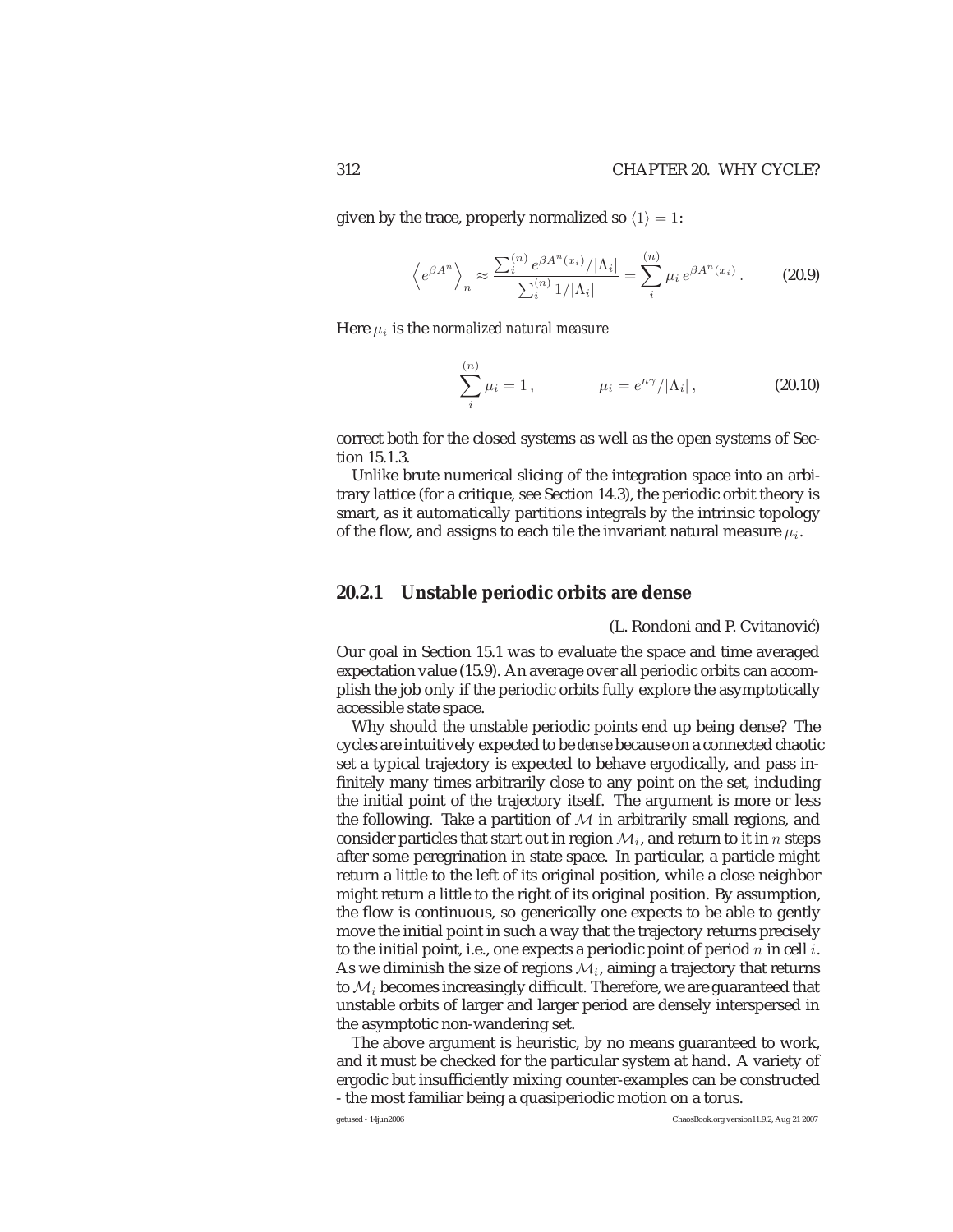given by the trace, properly normalized so $\langle 1 \rangle = 1$:

$$\left\langle e^{\beta A^n} \right\rangle_n \approx \frac{\sum_i^{(n)} e^{\beta A^n(x_i)}/|\Lambda_i|}{\sum_i^{(n)} 1/|\Lambda_i|} = \sum_i^{(n)} \mu_i \, e^{\beta A^n(x_i)} \,. \tag{20.9}$$

Here $\mu_i$ is the *normalized natural measure*

$$\sum_i^{(n)} \mu_i = 1 \,, \qquad\qquad \mu_i = e^{n\gamma}/|\Lambda_i| \,, \tag{20.10}$$

correct both for the closed systems as well as the open systems of Section 15.1.3.

Unlike brute numerical slicing of the integration space into an arbitrary lattice (for a critique, see Section 14.3), the periodic orbit theory is smart, as it automatically partitions integrals by the intrinsic topology of the flow, and assigns to each tile the invariant natural measure $\mu_i$.

### 20.2.1 Unstable periodic orbits are dense

(L. Rondoni and P. Cvitanović)

Our goal in Section 15.1 was to evaluate the space and time averaged expectation value (15.9). An average over all periodic orbits can accomplish the job only if the periodic orbits fully explore the asymptotically accessible state space.

Why should the unstable periodic points end up being dense? The cycles are intuitively expected to be *dense* because on a connected chaotic set a typical trajectory is expected to behave ergodically, and pass infinitely many times arbitrarily close to any point on the set, including the initial point of the trajectory itself. The argument is more or less the following. Take a partition of $\mathcal{M}$ in arbitrarily small regions, and consider particles that start out in region $\mathcal{M}_i$, and return to it in $n$ steps after some peregrination in state space. In particular, a particle might return a little to the left of its original position, while a close neighbor might return a little to the right of its original position. By assumption, the flow is continuous, so generically one expects to be able to gently move the initial point in such a way that the trajectory returns precisely to the initial point, i.e., one expects a periodic point of period $n$ in cell $i$. As we diminish the size of regions $\mathcal{M}_i$, aiming a trajectory that returns to $\mathcal{M}_i$ becomes increasingly difficult. Therefore, we are guaranteed that unstable orbits of larger and larger period are densely interspersed in the asymptotic non-wandering set.

The above argument is heuristic, by no means guaranteed to work, and it must be checked for the particular system at hand. A variety of ergodic but insufficiently mixing counter-examples can be constructed - the most familiar being a quasiperiodic motion on a torus.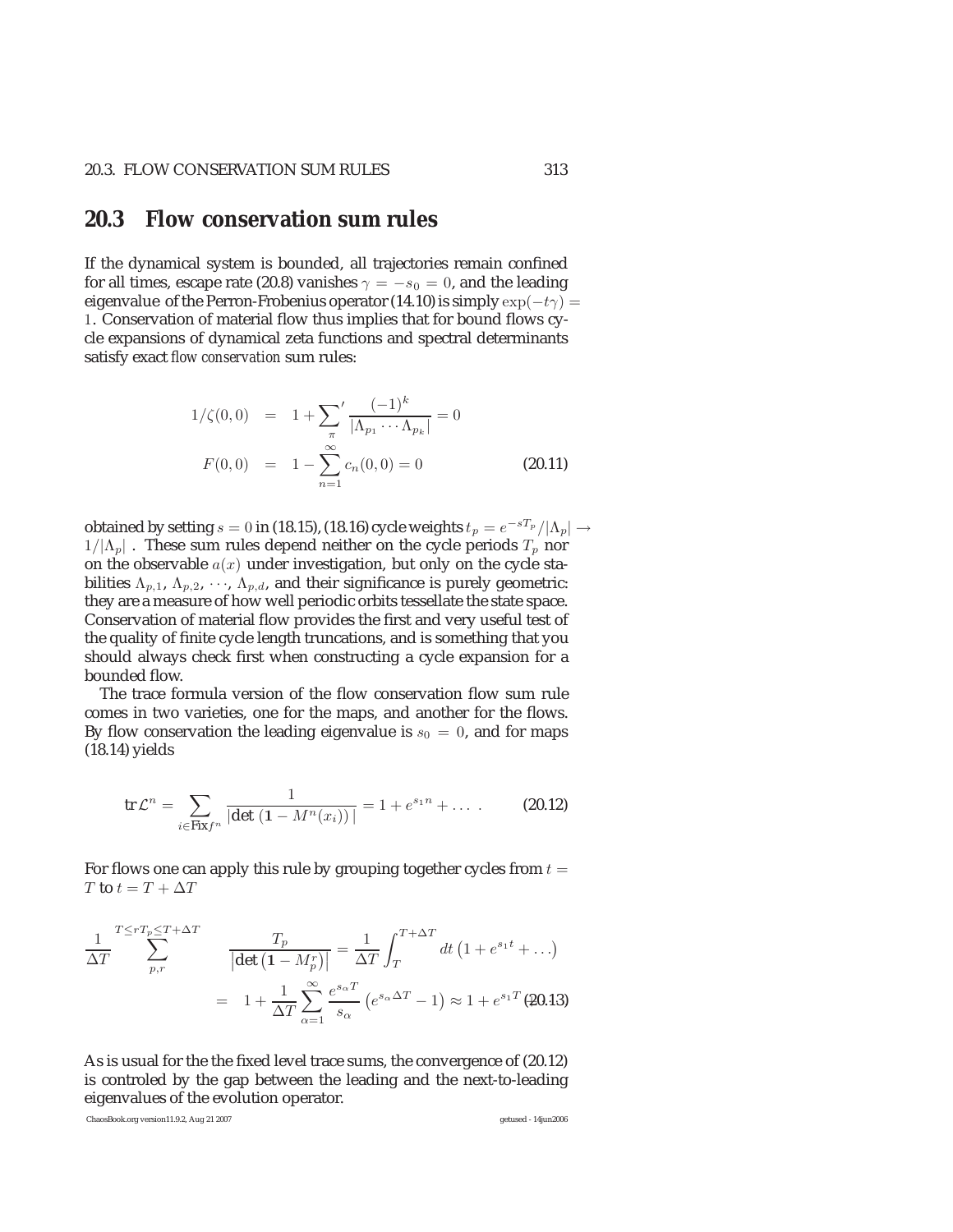## 20.3 Flow conservation sum rules

If the dynamical system is bounded, all trajectories remain confined for all times, escape rate (20.8) vanishes $\gamma = -s_0 = 0$, and the leading eigenvalue of the Perron-Frobenius operator (14.10) is simply $\exp(-t\gamma) = 1$. Conservation of material flow thus implies that for bound flows cycle expansions of dynamical zeta functions and spectral determinants satisfy exact *flow conservation* sum rules:

$$
\begin{aligned}
1/\zeta(0,0) &= 1 + \sum_{\pi}{}' \frac{(-1)^k}{|\Lambda_{p_1} \cdots \Lambda_{p_k}|} = 0 \\
F(0,0) &= 1 - \sum_{n=1}^{\infty} c_n(0,0) = 0
\end{aligned}
\qquad (20.11)
$$

obtained by setting $s = 0$ in (18.15), (18.16) cycle weights $t_p = e^{-sT_p}/|\Lambda_p| \rightarrow 1/|\Lambda_p|$ . These sum rules depend neither on the cycle periods $T_p$ nor on the observable $a(x)$ under investigation, but only on the cycle stabilities $\Lambda_{p,1}$, $\Lambda_{p,2}$, $\cdots$, $\Lambda_{p,d}$, and their significance is purely geometric: they are a measure of how well periodic orbits tessellate the state space. Conservation of material flow provides the first and very useful test of the quality of finite cycle length truncations, and is something that you should always check first when constructing a cycle expansion for a bounded flow.

The trace formula version of the flow conservation flow sum rule comes in two varieties, one for the maps, and another for the flows. By flow conservation the leading eigenvalue is $s_0 = 0$, and for maps (18.14) yields

$$
\mathrm{tr}\,\mathcal{L}^n = \sum_{i \in \mathrm{Fix} f^n} \frac{1}{|\det\left(\mathbf{1} - M^n(x_i)\right)|} = 1 + e^{s_1 n} + \ldots \, . \qquad (20.12)
$$

For flows one can apply this rule by grouping together cycles from $t = T$ to $t = T + \Delta T$

$$
\begin{aligned}
\frac{1}{\Delta T} \sum_{p,r}^{T \leq rT_p \leq T+\Delta T} \frac{T_p}{\left|\det\left(\mathbf{1} - M_p^r\right)\right|} &= \frac{1}{\Delta T} \int_T^{T+\Delta T} dt \left(1 + e^{s_1 t} + \ldots\right) \\
&= 1 + \frac{1}{\Delta T} \sum_{\alpha=1}^{\infty} \frac{e^{s_\alpha T}}{s_\alpha} \left(e^{s_\alpha \Delta T} - 1\right) \approx 1 + e^{s_1 T} + \cdots
\end{aligned}
\qquad (20.13)
$$

As is usual for the the fixed level trace sums, the convergence of (20.12) is controled by the gap between the leading and the next-to-leading eigenvalues of the evolution operator.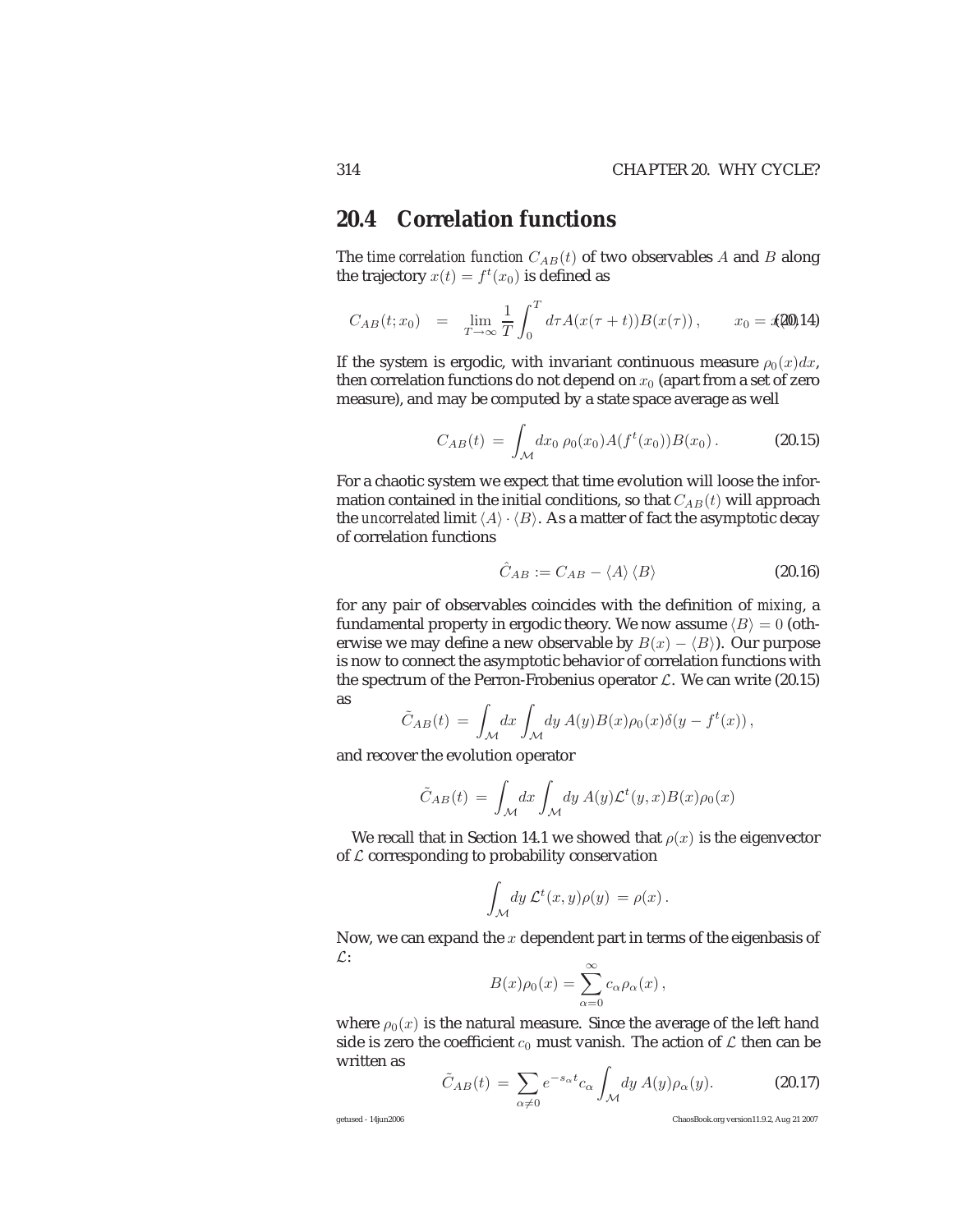## 20.4 Correlation functions

The *time correlation function* $C_{AB}(t)$ of two observables $A$ and $B$ along the trajectory $x(t) = f^t(x_0)$ is defined as

$$C_{AB}(t; x_0) = \lim_{T\to\infty} \frac{1}{T}\int_0^T d\tau A(x(\tau + t))B(x(\tau)), \qquad x_0 = x(0) \tag{20.14}$$

If the system is ergodic, with invariant continuous measure $\rho_0(x)dx$, then correlation functions do not depend on $x_0$ (apart from a set of zero measure), and may be computed by a state space average as well

$$C_{AB}(t) = \int_{\mathcal{M}} dx_0\, \rho_0(x_0)A(f^t(x_0))B(x_0). \tag{20.15}$$

For a chaotic system we expect that time evolution will loose the information contained in the initial conditions, so that $C_{AB}(t)$ will approach the *uncorrelated* limit $\langle A\rangle \cdot \langle B\rangle$. As a matter of fact the asymptotic decay of correlation functions

$$\hat{C}_{AB} := C_{AB} - \langle A\rangle \langle B\rangle \tag{20.16}$$

for any pair of observables coincides with the definition of *mixing*, a fundamental property in ergodic theory. We now assume $\langle B\rangle = 0$ (otherwise we may define a new observable by $B(x) - \langle B\rangle$). Our purpose is now to connect the asymptotic behavior of correlation functions with the spectrum of the Perron-Frobenius operator $\mathcal{L}$. We can write (20.15) as

$$\tilde{C}_{AB}(t) = \int_{\mathcal{M}} dx \int_{\mathcal{M}} dy\, A(y)B(x)\rho_0(x)\delta(y - f^t(x)),$$

and recover the evolution operator

$$\tilde{C}_{AB}(t) = \int_{\mathcal{M}} dx \int_{\mathcal{M}} dy\, A(y)\mathcal{L}^t(y, x)B(x)\rho_0(x)$$

We recall that in Section 14.1 we showed that $\rho(x)$ is the eigenvector of $\mathcal{L}$ corresponding to probability conservation

$$\int_{\mathcal{M}} dy\, \mathcal{L}^t(x, y)\rho(y) = \rho(x).$$

Now, we can expand the $x$ dependent part in terms of the eigenbasis of $\mathcal{L}$:

$$B(x)\rho_0(x) = \sum_{\alpha=0}^{\infty} c_\alpha \rho_\alpha(x),$$

where $\rho_0(x)$ is the natural measure. Since the average of the left hand side is zero the coefficient $c_0$ must vanish. The action of $\mathcal{L}$ then can be written as

$$\tilde{C}_{AB}(t) = \sum_{\alpha\neq 0} e^{-s_\alpha t} c_\alpha \int_{\mathcal{M}} dy\, A(y)\rho_\alpha(y). \tag{20.17}$$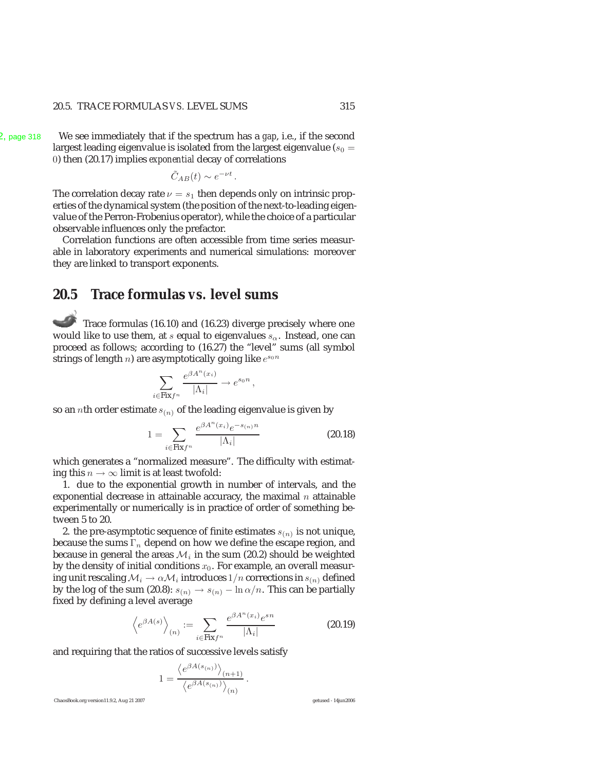We see immediately that if the spectrum has a *gap*, i.e., if the second largest leading eigenvalue is isolated from the largest eigenvalue ($s_0 = 0$) then (20.17) implies *exponential* decay of correlations

$$\tilde{C}_{AB}(t) \sim e^{-\nu t}.$$

The correlation decay rate $\nu = s_1$ then depends only on intrinsic properties of the dynamical system (the position of the next-to-leading eigenvalue of the Perron-Frobenius operator), while the choice of a particular observable influences only the prefactor.

Correlation functions are often accessible from time series measurable in laboratory experiments and numerical simulations: moreover they are linked to transport exponents.

## 20.5 Trace formulas *vs.* level sums

Trace formulas (16.10) and (16.23) diverge precisely where one would like to use them, at $s$ equal to eigenvalues $s_\alpha$. Instead, one can proceed as follows; according to (16.27) the "level" sums (all symbol strings of length $n$) are asymptotically going like $e^{s_0 n}$

$$\sum_{i \in \mathrm{Fix} f^n} \frac{e^{\beta A^n(x_i)}}{|\Lambda_i|} \to e^{s_0 n},$$

so an $n$th order estimate $s_{(n)}$ of the leading eigenvalue is given by

$$1 = \sum_{i \in \mathrm{Fix} f^n} \frac{e^{\beta A^n(x_i)} e^{-s_{(n)} n}}{|\Lambda_i|} \tag{20.18}$$

which generates a "normalized measure". The difficulty with estimating this $n \to \infty$ limit is at least twofold:

1. due to the exponential growth in number of intervals, and the exponential decrease in attainable accuracy, the maximal $n$ attainable experimentally or numerically is in practice of order of something between 5 to 20.

2. the pre-asymptotic sequence of finite estimates $s_{(n)}$ is not unique, because the sums $\Gamma_n$ depend on how we define the escape region, and because in general the areas $\mathcal{M}_i$ in the sum (20.2) should be weighted by the density of initial conditions $x_0$. For example, an overall measuring unit rescaling $\mathcal{M}_i \to \alpha \mathcal{M}_i$ introduces $1/n$ corrections in $s_{(n)}$ defined by the log of the sum (20.8): $s_{(n)} \to s_{(n)} - \ln \alpha / n$. This can be partially fixed by defining a level average

$$\left\langle e^{\beta A(s)} \right\rangle_{(n)} := \sum_{i \in \mathrm{Fix} f^n} \frac{e^{\beta A^n(x_i)} e^{sn}}{|\Lambda_i|} \tag{20.19}$$

and requiring that the ratios of successive levels satisfy

$$1 = \frac{\left\langle e^{\beta A(s_{(n)})} \right\rangle_{(n+1)}}{\left\langle e^{\beta A(s_{(n)})} \right\rangle_{(n)}}.$$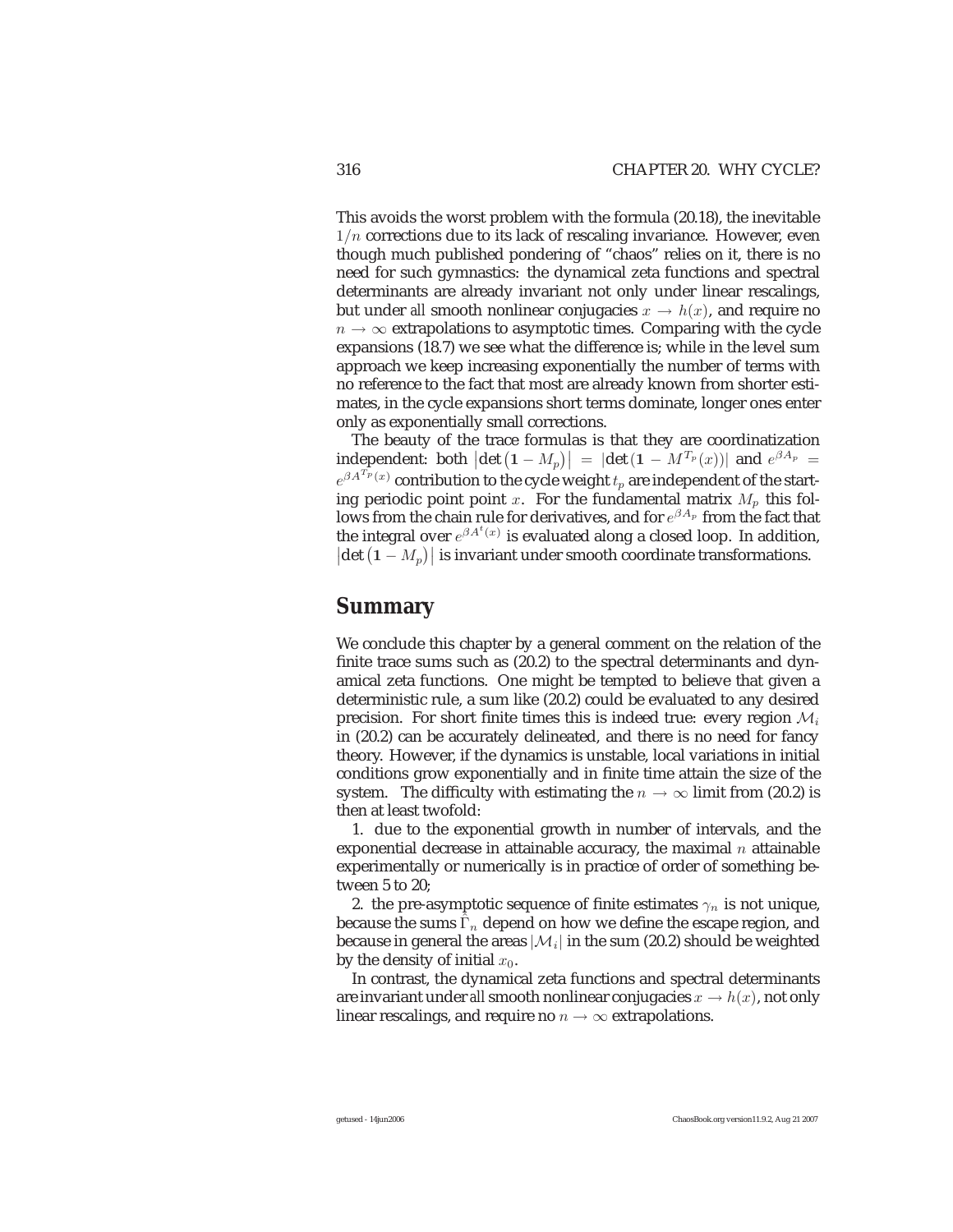This avoids the worst problem with the formula (20.18), the inevitable $1/n$ corrections due to its lack of rescaling invariance. However, even though much published pondering of "chaos" relies on it, there is no need for such gymnastics: the dynamical zeta functions and spectral determinants are already invariant not only under linear rescalings, but under *all* smooth nonlinear conjugacies $x \to h(x)$, and require no $n \to \infty$ extrapolations to asymptotic times. Comparing with the cycle expansions (18.7) we see what the difference is; while in the level sum approach we keep increasing exponentially the number of terms with no reference to the fact that most are already known from shorter estimates, in the cycle expansions short terms dominate, longer ones enter only as exponentially small corrections.

The beauty of the trace formulas is that they are coordinatization independent: both $\left|\det\left(\mathbf{1} - M_p\right)\right| = |\det(\mathbf{1} - M^{T_p}(x))|$ and $e^{\beta A_p} = e^{\beta A^{T_p}(x)}$ contribution to the cycle weight $t_p$ are independent of the starting periodic point point $x$. For the fundamental matrix $M_p$ this follows from the chain rule for derivatives, and for $e^{\beta A_p}$ from the fact that the integral over $e^{\beta A^t(x)}$ is evaluated along a closed loop. In addition, $\left|\det\left(\mathbf{1} - M_p\right)\right|$ is invariant under smooth coordinate transformations.

## Summary

We conclude this chapter by a general comment on the relation of the finite trace sums such as (20.2) to the spectral determinants and dynamical zeta functions. One might be tempted to believe that given a deterministic rule, a sum like (20.2) could be evaluated to any desired precision. For short finite times this is indeed true: every region $\mathcal{M}_i$ in (20.2) can be accurately delineated, and there is no need for fancy theory. However, if the dynamics is unstable, local variations in initial conditions grow exponentially and in finite time attain the size of the system. The difficulty with estimating the $n \to \infty$ limit from (20.2) is then at least twofold:

1. due to the exponential growth in number of intervals, and the exponential decrease in attainable accuracy, the maximal $n$ attainable experimentally or numerically is in practice of order of something between 5 to 20;

2. the pre-asymptotic sequence of finite estimates $\gamma_n$ is not unique, because the sums $\hat{\Gamma}_n$ depend on how we define the escape region, and because in general the areas $|\mathcal{M}_i|$ in the sum (20.2) should be weighted by the density of initial $x_0$.

In contrast, the dynamical zeta functions and spectral determinants are invariant under *all* smooth nonlinear conjugacies $x \to h(x)$, not only linear rescalings, and require no $n \to \infty$ extrapolations.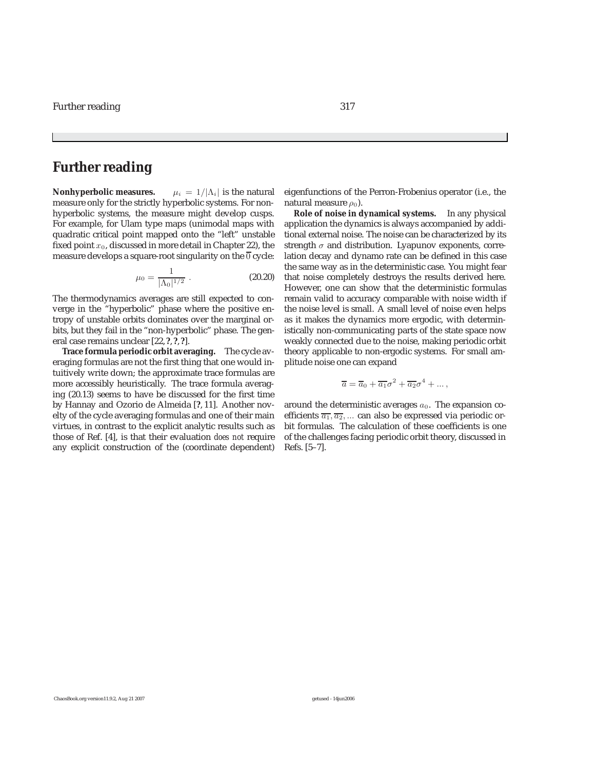# Further reading

**Nonhyperbolic measures.** $\mu_i = 1/|\Lambda_i|$ is the natural measure only for the strictly hyperbolic systems. For non-hyperbolic systems, the measure might develop cusps. For example, for Ulam type maps (unimodal maps with quadratic critical point mapped onto the "left" unstable fixed point $x_0$, discussed in more detail in Chapter 22), the measure develops a square-root singularity on the $\overline{0}$ cycle:

$$\mu_0 = \frac{1}{|\Lambda_0|^{1/2}} \, . \tag{20.20}$$

The thermodynamics averages are still expected to converge in the "hyperbolic" phase where the positive entropy of unstable orbits dominates over the marginal orbits, but they fail in the "non-hyperbolic" phase. The general case remains unclear [22, **?**, **?**, **?**].

**Trace formula periodic orbit averaging.** The cycle averaging formulas are not the first thing that one would intuitively write down; the approximate trace formulas are more accessibly heuristically. The trace formula averaging (20.13) seems to have be discussed for the first time by Hannay and Ozorio de Almeida [**?**, 11]. Another novelty of the cycle averaging formulas and one of their main virtues, in contrast to the explicit analytic results such as those of Ref. [4], is that their evaluation *does not* require any explicit construction of the (coordinate dependent) eigenfunctions of the Perron-Frobenius operator (i.e., the natural measure $\rho_0$).

**Role of noise in dynamical systems.** In any physical application the dynamics is always accompanied by additional external noise. The noise can be characterized by its strength $\sigma$ and distribution. Lyapunov exponents, correlation decay and dynamo rate can be defined in this case the same way as in the deterministic case. You might fear that noise completely destroys the results derived here. However, one can show that the deterministic formulas remain valid to accuracy comparable with noise width if the noise level is small. A small level of noise even helps as it makes the dynamics more ergodic, with deterministically non-communicating parts of the state space now weakly connected due to the noise, making periodic orbit theory applicable to non-ergodic systems. For small amplitude noise one can expand

$$\overline{a} = \overline{a}_0 + \overline{a_1}\sigma^2 + \overline{a_2}\sigma^4 + \dots ,$$

around the deterministic averages $a_0$. The expansion coefficients $\overline{a_1}, \overline{a_2}, \dots$ can also be expressed via periodic orbit formulas. The calculation of these coefficients is one of the challenges facing periodic orbit theory, discussed in Refs. [5–7].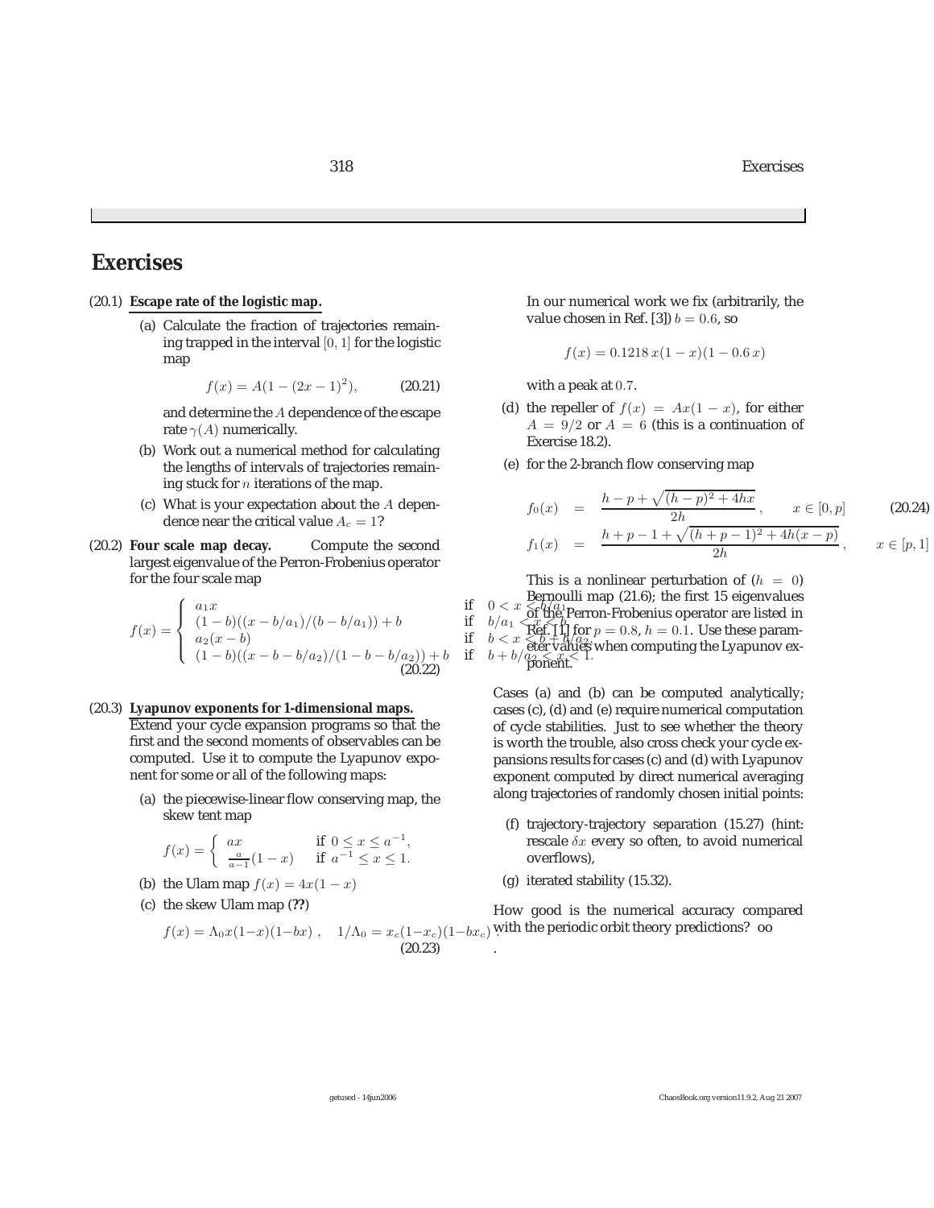# Exercises

(20.1) **Escape rate of the logistic map.**

(a) Calculate the fraction of trajectories remaining trapped in the interval $[0, 1]$ for the logistic map

$$f(x) = A(1 - (2x - 1)^2), \qquad (20.21)$$

and determine the $A$ dependence of the escape rate $\gamma(A)$ numerically.

(b) Work out a numerical method for calculating the lengths of intervals of trajectories remaining stuck for $n$ iterations of the map.

(c) What is your expectation about the $A$ dependence near the critical value $A_c = 1$?

(20.2) **Four scale map decay.** Compute the second largest eigenvalue of the Perron-Frobenius operator for the four scale map

$$f(x) = \begin{cases} a_1 x & \text{if } 0 < x < b/a_1, \\ (1-b)((x-b/a_1)/(b-b/a_1)) + b & \text{if } b/a_1 < x < b, \\ a_2(x-b) & \text{if } b < x < b + b/a_2, \\ (1-b)((x-b-b/a_2)/(1-b-b/a_2)) + b & \text{if } b + b/a_2 < x < 1. \end{cases} \qquad (20.22)$$

(20.3) **Lyapunov exponents for 1-dimensional maps.** Extend your cycle expansion programs so that the first and the second moments of observables can be computed. Use it to compute the Lyapunov exponent for some or all of the following maps:

(a) the piecewise-linear flow conserving map, the skew tent map

$$f(x) = \begin{cases} ax & \text{if } 0 \leq x \leq a^{-1}, \\ \frac{a}{a-1}(1-x) & \text{if } a^{-1} \leq x \leq 1. \end{cases}$$

(b) the Ulam map $f(x) = 4x(1-x)$

(c) the skew Ulam map (**??**)

$$f(x) = \Lambda_0 x(1-x)(1-bx) , \quad 1/\Lambda_0 = x_c(1-x_c)(1-bx_c) . \qquad (20.23)$$

In our numerical work we fix (arbitrarily, the value chosen in Ref. [3]) $b = 0.6$, so

$$f(x) = 0.1218\, x(1-x)(1-0.6\, x)$$

with a peak at $0.7$.

(d) the repeller of $f(x) = Ax(1-x)$, for either $A = 9/2$ or $A = 6$ (this is a continuation of Exercise 18.2).

(e) for the 2-branch flow conserving map

$$\begin{aligned} f_0(x) &= \frac{h - p + \sqrt{(h-p)^2 + 4hx}}{2h} , \qquad x \in [0, p] \\ f_1(x) &= \frac{h + p - 1 + \sqrt{(h+p-1)^2 + 4h(x-p)}}{2h} , \qquad x \in [p, 1] \end{aligned} \qquad (20.24)$$

This is a nonlinear perturbation of ($h = 0$) Bernoulli map (21.6); the first 15 eigenvalues of the Perron-Frobenius operator are listed in Ref. [1] for $p = 0.8$, $h = 0.1$. Use these parameter values when computing the Lyapunov exponent.

Cases (a) and (b) can be computed analytically; cases (c), (d) and (e) require numerical computation of cycle stabilities. Just to see whether the theory is worth the trouble, also cross check your cycle expansions results for cases (c) and (d) with Lyapunov exponent computed by direct numerical averaging along trajectories of randomly chosen initial points:

(f) trajectory-trajectory separation (15.27) (hint: rescale $\delta x$ every so often, to avoid numerical overflows),

(g) iterated stability (15.32).

How good is the numerical accuracy compared with the periodic orbit theory predictions? oo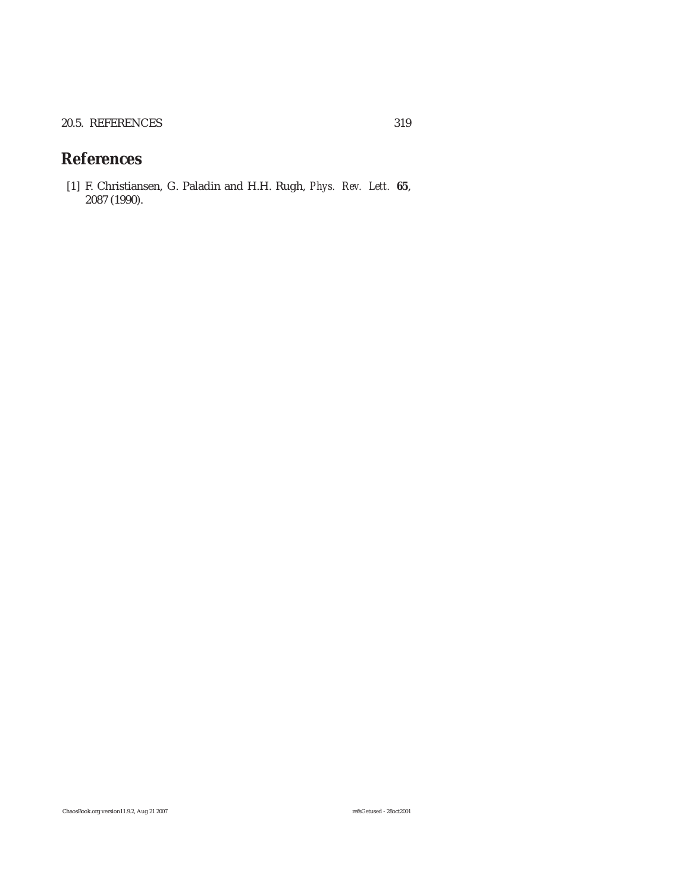# References

[1] F. Christiansen, G. Paladin and H.H. Rugh, *Phys. Rev. Lett.* **65**, 2087 (1990).